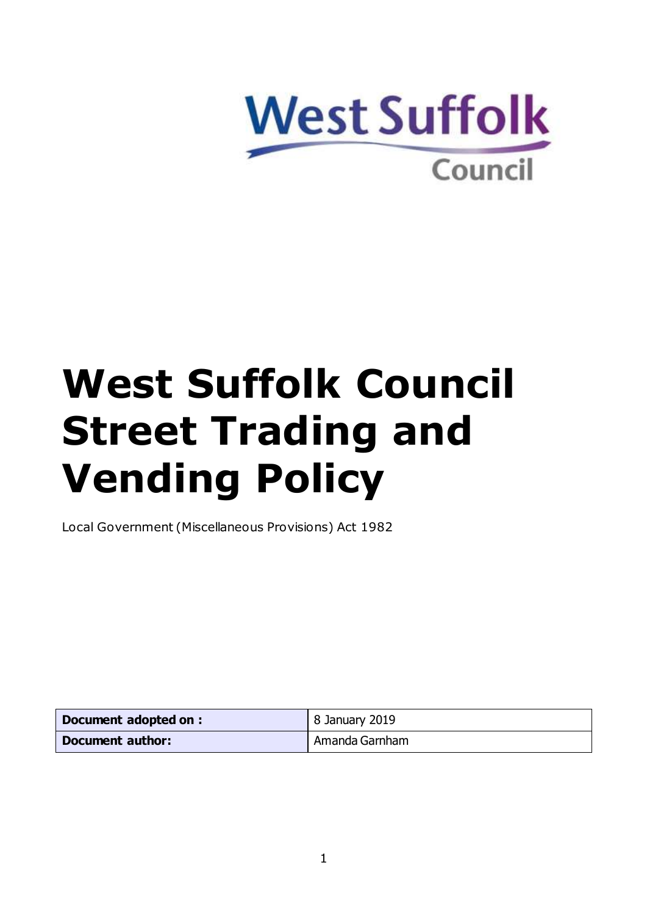West Suffolk Council

# West Suffolk Council Street Trading and Vending Policy

Local Government (Miscellaneous Provisions) Act 1982

| **Document adopted on :** | 8 January 2019 |
|---|---|
| **Document author:** | Amanda Garnham |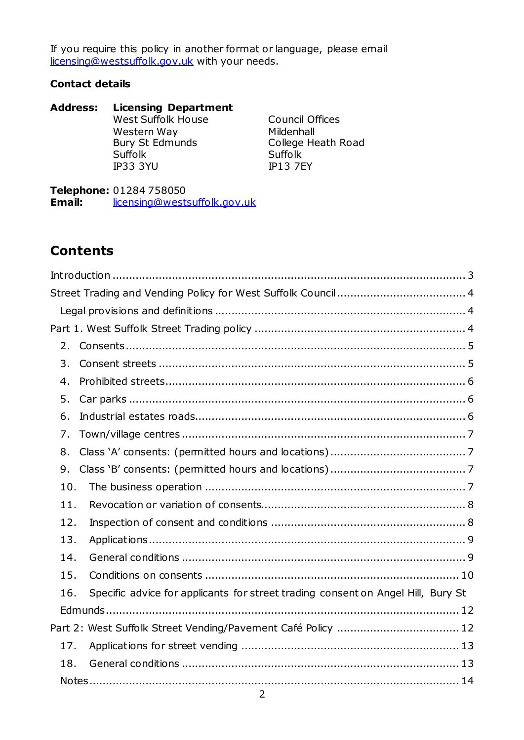If you require this policy in another format or language, please email licensing@westsuffolk.gov.uk with your needs.

**Contact details**

**Address:** **Licensing Department**

West Suffolk House
Western Way
Bury St Edmunds
Suffolk
IP33 3YU

Council Offices
Mildenhall
College Heath Road
Suffolk
IP13 7EY

**Telephone:** 01284 758050
**Email:** licensing@westsuffolk.gov.uk

## Contents

Introduction ........................................................................ 3
Street Trading and Vending Policy for West Suffolk Council ..................... 4
- Legal provisions and definitions .................................................. 4

Part 1. West Suffolk Street Trading policy ........................................ 4
2. Consents ............................................................................ 5
3. Consent streets .................................................................... 5
4. Prohibited streets .................................................................. 6
5. Car parks ........................................................................... 6
6. Industrial estates roads ............................................................ 6
7. Town/village centres ................................................................ 7
8. Class 'A' consents: (permitted hours and locations) .............................. 7
9. Class 'B' consents: (permitted hours and locations) .............................. 7
10. The business operation ............................................................ 7
11. Revocation or variation of consents ............................................. 8
12. Inspection of consent and conditions ............................................ 8
13. Applications ....................................................................... 9
14. General conditions ................................................................ 9
15. Conditions on consents ............................................................ 10
16. Specific advice for applicants for street trading consent on Angel Hill, Bury St Edmunds ........................................................................ 12

Part 2: West Suffolk Street Vending/Pavement Café Policy .......................... 12
17. Applications for street vending ................................................... 13
18. General conditions ................................................................ 13
- Notes ................................................................................ 14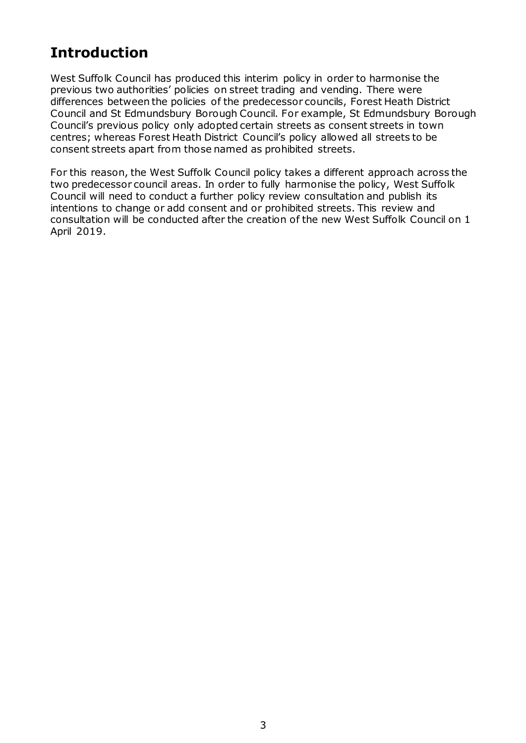# Introduction

West Suffolk Council has produced this interim policy in order to harmonise the previous two authorities' policies on street trading and vending. There were differences between the policies of the predecessor councils, Forest Heath District Council and St Edmundsbury Borough Council. For example, St Edmundsbury Borough Council's previous policy only adopted certain streets as consent streets in town centres; whereas Forest Heath District Council's policy allowed all streets to be consent streets apart from those named as prohibited streets.

For this reason, the West Suffolk Council policy takes a different approach across the two predecessor council areas. In order to fully harmonise the policy, West Suffolk Council will need to conduct a further policy review consultation and publish its intentions to change or add consent and or prohibited streets. This review and consultation will be conducted after the creation of the new West Suffolk Council on 1 April 2019.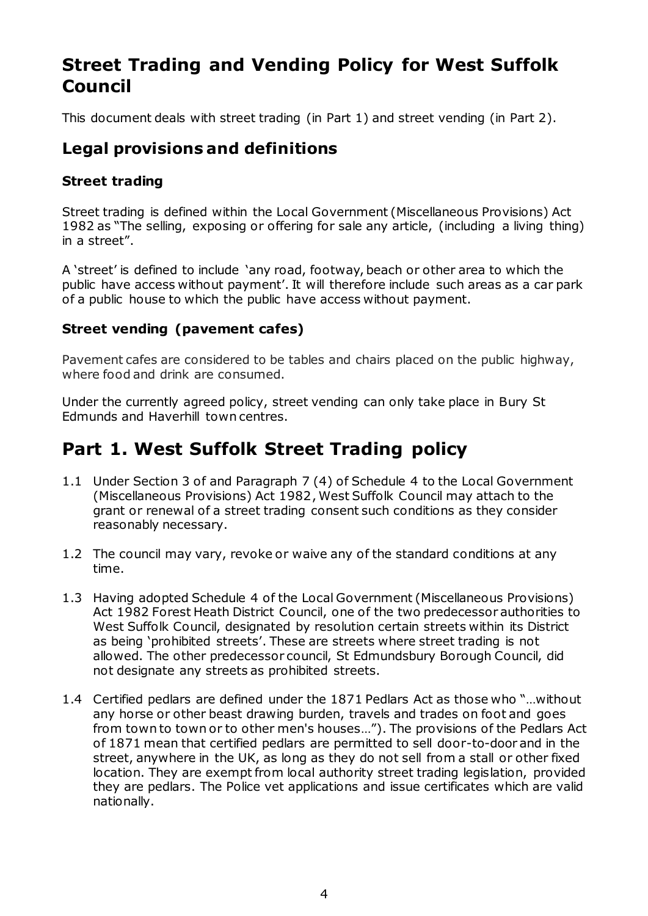# Street Trading and Vending Policy for West Suffolk Council

This document deals with street trading (in Part 1) and street vending (in Part 2).

## Legal provisions and definitions

### Street trading

Street trading is defined within the Local Government (Miscellaneous Provisions) Act 1982 as "The selling, exposing or offering for sale any article, (including a living thing) in a street".

A 'street' is defined to include 'any road, footway, beach or other area to which the public have access without payment'. It will therefore include such areas as a car park of a public house to which the public have access without payment.

### Street vending (pavement cafes)

Pavement cafes are considered to be tables and chairs placed on the public highway, where food and drink are consumed.

Under the currently agreed policy, street vending can only take place in Bury St Edmunds and Haverhill town centres.

# Part 1. West Suffolk Street Trading policy

1.1 Under Section 3 of and Paragraph 7 (4) of Schedule 4 to the Local Government (Miscellaneous Provisions) Act 1982, West Suffolk Council may attach to the grant or renewal of a street trading consent such conditions as they consider reasonably necessary.

1.2 The council may vary, revoke or waive any of the standard conditions at any time.

1.3 Having adopted Schedule 4 of the Local Government (Miscellaneous Provisions) Act 1982 Forest Heath District Council, one of the two predecessor authorities to West Suffolk Council, designated by resolution certain streets within its District as being 'prohibited streets'. These are streets where street trading is not allowed. The other predecessor council, St Edmundsbury Borough Council, did not designate any streets as prohibited streets.

1.4 Certified pedlars are defined under the 1871 Pedlars Act as those who "…without any horse or other beast drawing burden, travels and trades on foot and goes from town to town or to other men's houses…"). The provisions of the Pedlars Act of 1871 mean that certified pedlars are permitted to sell door-to-door and in the street, anywhere in the UK, as long as they do not sell from a stall or other fixed location. They are exempt from local authority street trading legislation, provided they are pedlars. The Police vet applications and issue certificates which are valid nationally.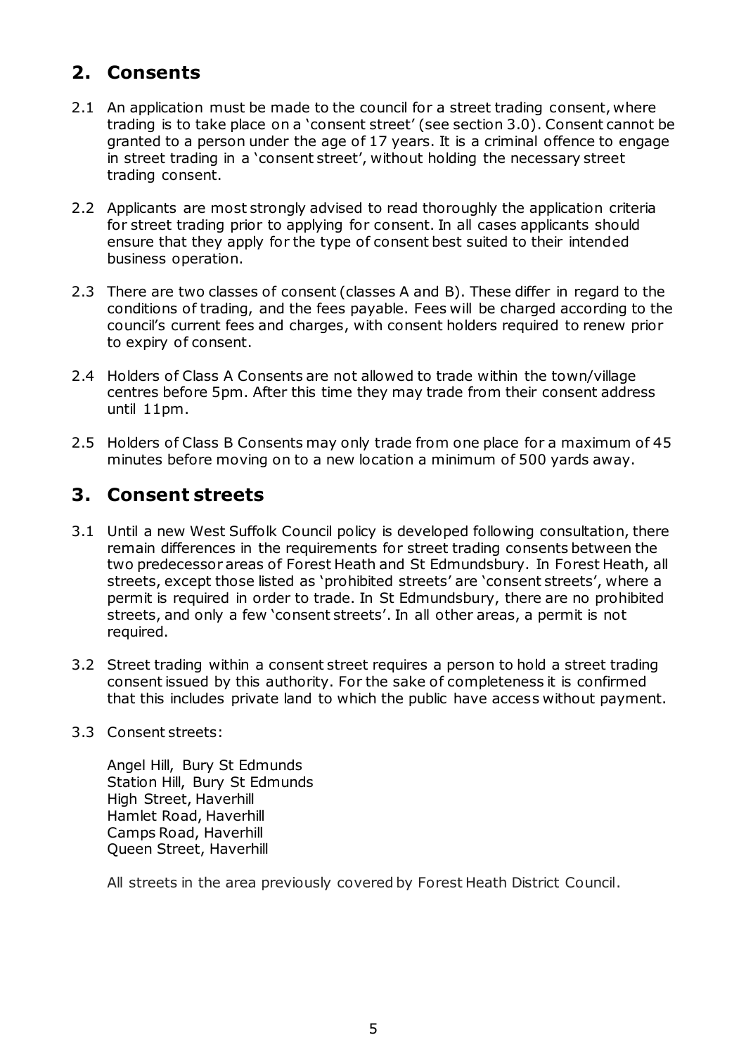## 2. Consents

2.1 An application must be made to the council for a street trading consent, where trading is to take place on a 'consent street' (see section 3.0). Consent cannot be granted to a person under the age of 17 years. It is a criminal offence to engage in street trading in a 'consent street', without holding the necessary street trading consent.

2.2 Applicants are most strongly advised to read thoroughly the application criteria for street trading prior to applying for consent. In all cases applicants should ensure that they apply for the type of consent best suited to their intended business operation.

2.3 There are two classes of consent (classes A and B). These differ in regard to the conditions of trading, and the fees payable. Fees will be charged according to the council's current fees and charges, with consent holders required to renew prior to expiry of consent.

2.4 Holders of Class A Consents are not allowed to trade within the town/village centres before 5pm. After this time they may trade from their consent address until 11pm.

2.5 Holders of Class B Consents may only trade from one place for a maximum of 45 minutes before moving on to a new location a minimum of 500 yards away.

## 3. Consent streets

3.1 Until a new West Suffolk Council policy is developed following consultation, there remain differences in the requirements for street trading consents between the two predecessor areas of Forest Heath and St Edmundsbury. In Forest Heath, all streets, except those listed as 'prohibited streets' are 'consent streets', where a permit is required in order to trade. In St Edmundsbury, there are no prohibited streets, and only a few 'consent streets'. In all other areas, a permit is not required.

3.2 Street trading within a consent street requires a person to hold a street trading consent issued by this authority. For the sake of completeness it is confirmed that this includes private land to which the public have access without payment.

3.3 Consent streets:

Angel Hill, Bury St Edmunds
Station Hill, Bury St Edmunds
High Street, Haverhill
Hamlet Road, Haverhill
Camps Road, Haverhill
Queen Street, Haverhill

All streets in the area previously covered by Forest Heath District Council.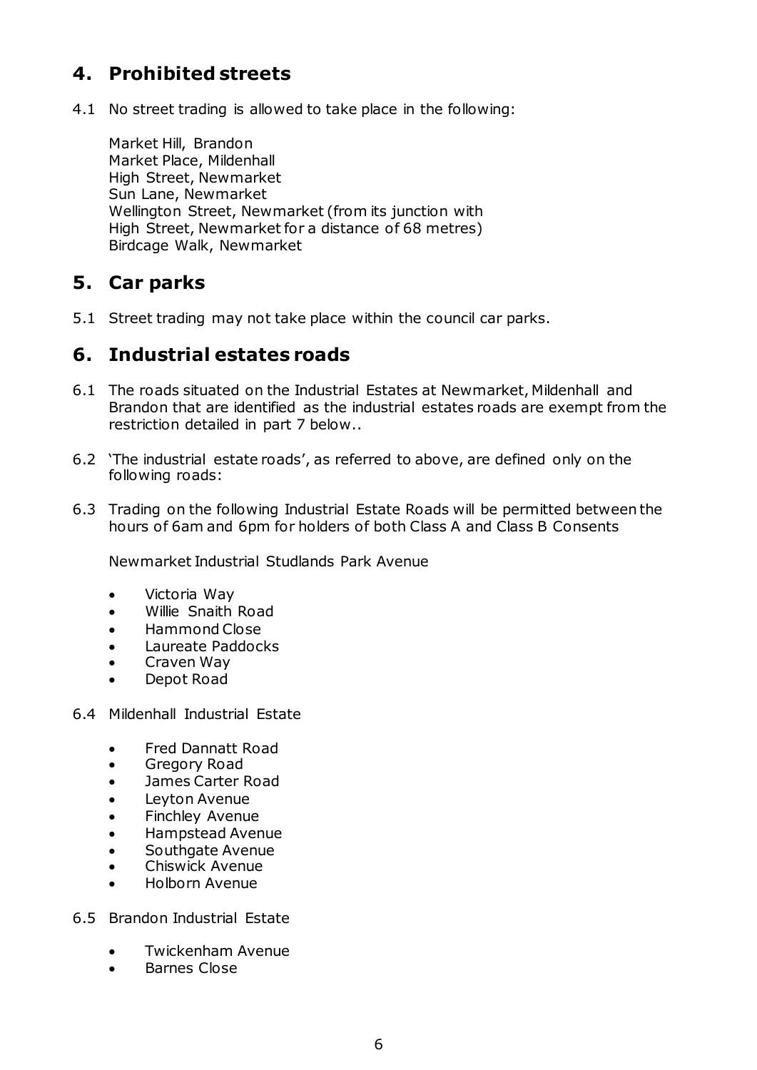## 4. Prohibited streets

4.1 No street trading is allowed to take place in the following:

Market Hill, Brandon
Market Place, Mildenhall
High Street, Newmarket
Sun Lane, Newmarket
Wellington Street, Newmarket (from its junction with High Street, Newmarket for a distance of 68 metres)
Birdcage Walk, Newmarket

## 5. Car parks

5.1 Street trading may not take place within the council car parks.

## 6. Industrial estates roads

6.1 The roads situated on the Industrial Estates at Newmarket, Mildenhall and Brandon that are identified as the industrial estates roads are exempt from the restriction detailed in part 7 below..

6.2 'The industrial estate roads', as referred to above, are defined only on the following roads:

6.3 Trading on the following Industrial Estate Roads will be permitted between the hours of 6am and 6pm for holders of both Class A and Class B Consents

Newmarket Industrial Studlands Park Avenue

- Victoria Way
- Willie Snaith Road
- Hammond Close
- Laureate Paddocks
- Craven Way
- Depot Road

6.4 Mildenhall Industrial Estate

- Fred Dannatt Road
- Gregory Road
- James Carter Road
- Leyton Avenue
- Finchley Avenue
- Hampstead Avenue
- Southgate Avenue
- Chiswick Avenue
- Holborn Avenue

6.5 Brandon Industrial Estate

- Twickenham Avenue
- Barnes Close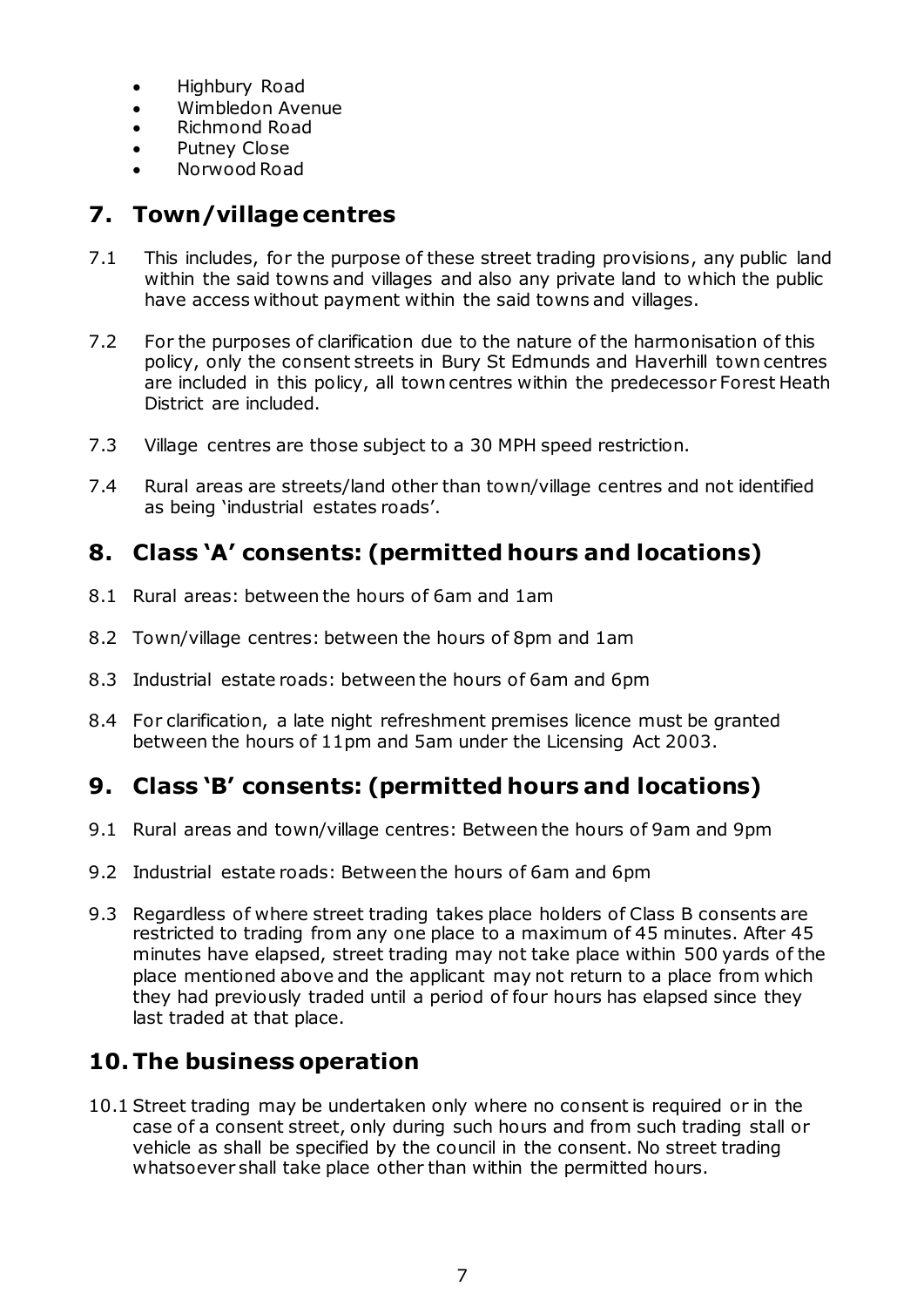- Highbury Road
- Wimbledon Avenue
- Richmond Road
- Putney Close
- Norwood Road

## 7. Town/village centres

7.1 This includes, for the purpose of these street trading provisions, any public land within the said towns and villages and also any private land to which the public have access without payment within the said towns and villages.

7.2 For the purposes of clarification due to the nature of the harmonisation of this policy, only the consent streets in Bury St Edmunds and Haverhill town centres are included in this policy, all town centres within the predecessor Forest Heath District are included.

7.3 Village centres are those subject to a 30 MPH speed restriction.

7.4 Rural areas are streets/land other than town/village centres and not identified as being 'industrial estates roads'.

## 8. Class 'A' consents: (permitted hours and locations)

8.1 Rural areas: between the hours of 6am and 1am

8.2 Town/village centres: between the hours of 8pm and 1am

8.3 Industrial estate roads: between the hours of 6am and 6pm

8.4 For clarification, a late night refreshment premises licence must be granted between the hours of 11pm and 5am under the Licensing Act 2003.

## 9. Class 'B' consents: (permitted hours and locations)

9.1 Rural areas and town/village centres: Between the hours of 9am and 9pm

9.2 Industrial estate roads: Between the hours of 6am and 6pm

9.3 Regardless of where street trading takes place holders of Class B consents are restricted to trading from any one place to a maximum of 45 minutes. After 45 minutes have elapsed, street trading may not take place within 500 yards of the place mentioned above and the applicant may not return to a place from which they had previously traded until a period of four hours has elapsed since they last traded at that place.

## 10. The business operation

10.1 Street trading may be undertaken only where no consent is required or in the case of a consent street, only during such hours and from such trading stall or vehicle as shall be specified by the council in the consent. No street trading whatsoever shall take place other than within the permitted hours.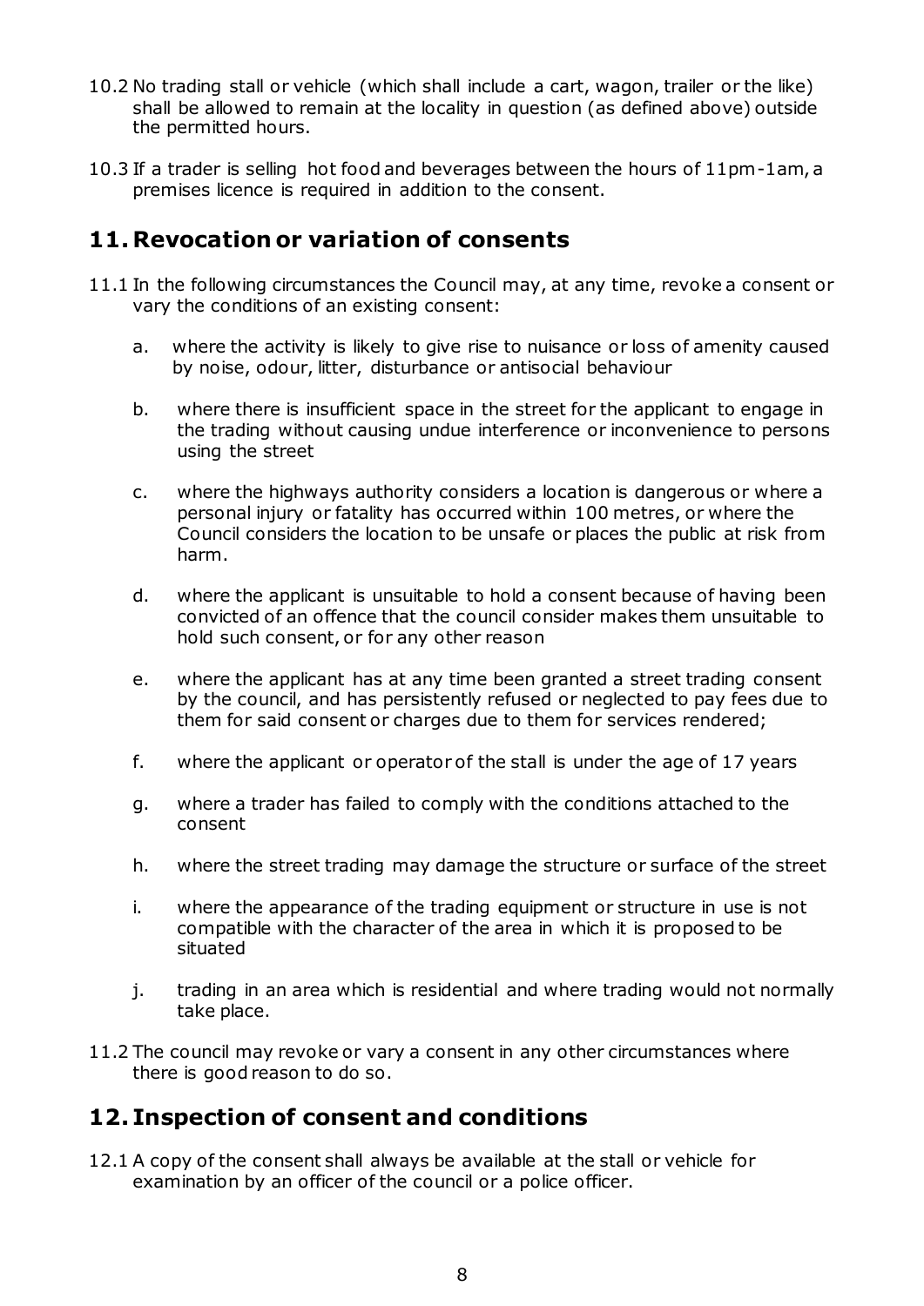10.2 No trading stall or vehicle (which shall include a cart, wagon, trailer or the like) shall be allowed to remain at the locality in question (as defined above) outside the permitted hours.

10.3 If a trader is selling hot food and beverages between the hours of 11pm-1am, a premises licence is required in addition to the consent.

## 11. Revocation or variation of consents

11.1 In the following circumstances the Council may, at any time, revoke a consent or vary the conditions of an existing consent:

a. where the activity is likely to give rise to nuisance or loss of amenity caused by noise, odour, litter, disturbance or antisocial behaviour

b. where there is insufficient space in the street for the applicant to engage in the trading without causing undue interference or inconvenience to persons using the street

c. where the highways authority considers a location is dangerous or where a personal injury or fatality has occurred within 100 metres, or where the Council considers the location to be unsafe or places the public at risk from harm.

d. where the applicant is unsuitable to hold a consent because of having been convicted of an offence that the council consider makes them unsuitable to hold such consent, or for any other reason

e. where the applicant has at any time been granted a street trading consent by the council, and has persistently refused or neglected to pay fees due to them for said consent or charges due to them for services rendered;

f. where the applicant or operator of the stall is under the age of 17 years

g. where a trader has failed to comply with the conditions attached to the consent

h. where the street trading may damage the structure or surface of the street

i. where the appearance of the trading equipment or structure in use is not compatible with the character of the area in which it is proposed to be situated

j. trading in an area which is residential and where trading would not normally take place.

11.2 The council may revoke or vary a consent in any other circumstances where there is good reason to do so.

## 12. Inspection of consent and conditions

12.1 A copy of the consent shall always be available at the stall or vehicle for examination by an officer of the council or a police officer.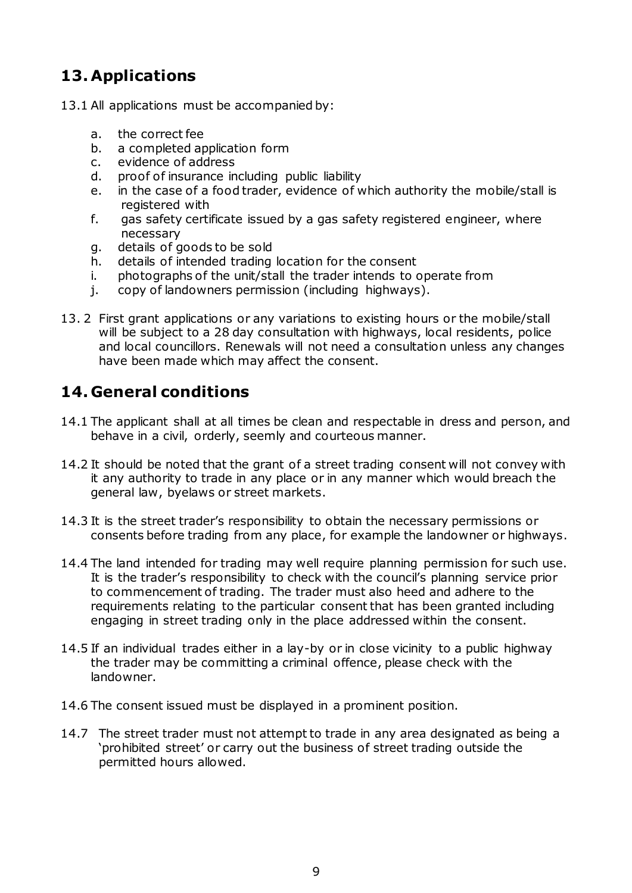## 13. Applications

13.1 All applications must be accompanied by:

a. the correct fee
b. a completed application form
c. evidence of address
d. proof of insurance including public liability
e. in the case of a food trader, evidence of which authority the mobile/stall is registered with
f. gas safety certificate issued by a gas safety registered engineer, where necessary
g. details of goods to be sold
h. details of intended trading location for the consent
i. photographs of the unit/stall the trader intends to operate from
j. copy of landowners permission (including highways).

13. 2 First grant applications or any variations to existing hours or the mobile/stall will be subject to a 28 day consultation with highways, local residents, police and local councillors. Renewals will not need a consultation unless any changes have been made which may affect the consent.

## 14. General conditions

14.1 The applicant shall at all times be clean and respectable in dress and person, and behave in a civil, orderly, seemly and courteous manner.

14.2 It should be noted that the grant of a street trading consent will not convey with it any authority to trade in any place or in any manner which would breach the general law, byelaws or street markets.

14.3 It is the street trader's responsibility to obtain the necessary permissions or consents before trading from any place, for example the landowner or highways.

14.4 The land intended for trading may well require planning permission for such use. It is the trader's responsibility to check with the council's planning service prior to commencement of trading. The trader must also heed and adhere to the requirements relating to the particular consent that has been granted including engaging in street trading only in the place addressed within the consent.

14.5 If an individual trades either in a lay-by or in close vicinity to a public highway the trader may be committing a criminal offence, please check with the landowner.

14.6 The consent issued must be displayed in a prominent position.

14.7 The street trader must not attempt to trade in any area designated as being a 'prohibited street' or carry out the business of street trading outside the permitted hours allowed.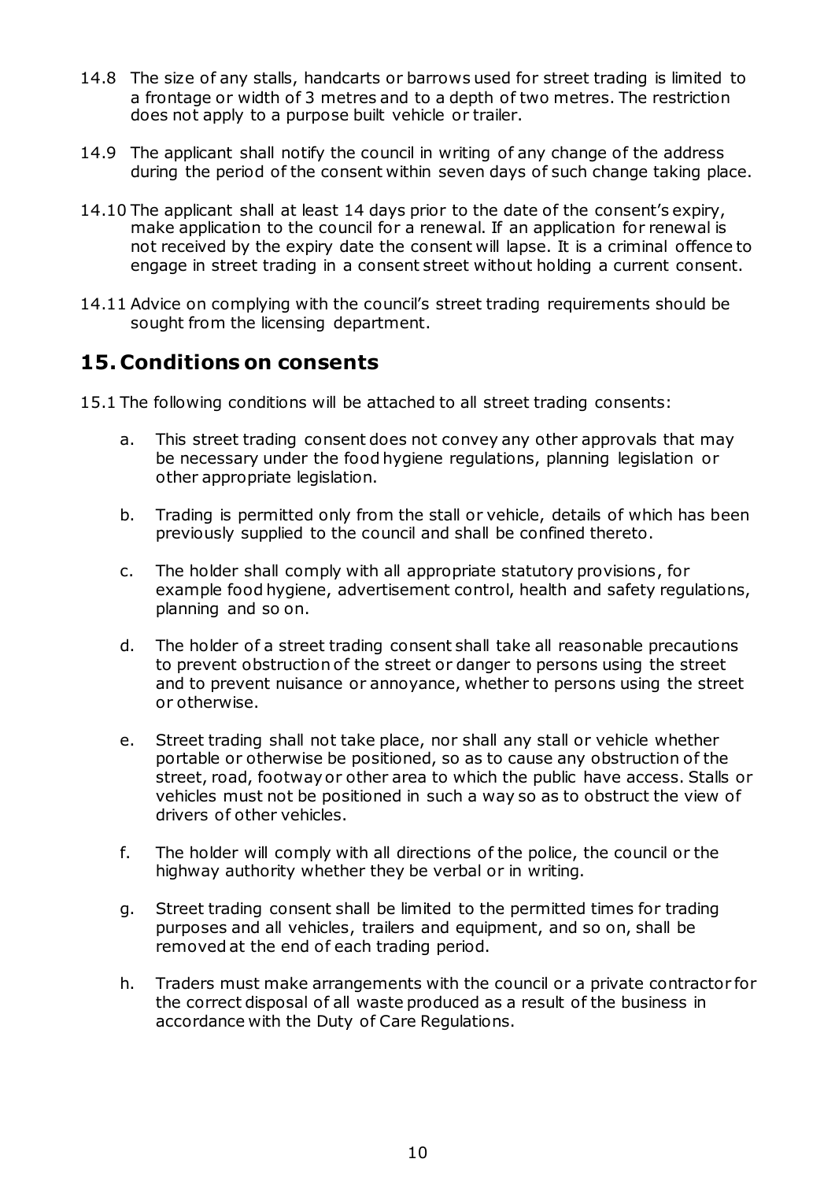14.8 The size of any stalls, handcarts or barrows used for street trading is limited to a frontage or width of 3 metres and to a depth of two metres. The restriction does not apply to a purpose built vehicle or trailer.

14.9 The applicant shall notify the council in writing of any change of the address during the period of the consent within seven days of such change taking place.

14.10 The applicant shall at least 14 days prior to the date of the consent's expiry, make application to the council for a renewal. If an application for renewal is not received by the expiry date the consent will lapse. It is a criminal offence to engage in street trading in a consent street without holding a current consent.

14.11 Advice on complying with the council's street trading requirements should be sought from the licensing department.

## 15. Conditions on consents

15.1 The following conditions will be attached to all street trading consents:

a. This street trading consent does not convey any other approvals that may be necessary under the food hygiene regulations, planning legislation or other appropriate legislation.

b. Trading is permitted only from the stall or vehicle, details of which has been previously supplied to the council and shall be confined thereto.

c. The holder shall comply with all appropriate statutory provisions, for example food hygiene, advertisement control, health and safety regulations, planning and so on.

d. The holder of a street trading consent shall take all reasonable precautions to prevent obstruction of the street or danger to persons using the street and to prevent nuisance or annoyance, whether to persons using the street or otherwise.

e. Street trading shall not take place, nor shall any stall or vehicle whether portable or otherwise be positioned, so as to cause any obstruction of the street, road, footway or other area to which the public have access. Stalls or vehicles must not be positioned in such a way so as to obstruct the view of drivers of other vehicles.

f. The holder will comply with all directions of the police, the council or the highway authority whether they be verbal or in writing.

g. Street trading consent shall be limited to the permitted times for trading purposes and all vehicles, trailers and equipment, and so on, shall be removed at the end of each trading period.

h. Traders must make arrangements with the council or a private contractor for the correct disposal of all waste produced as a result of the business in accordance with the Duty of Care Regulations.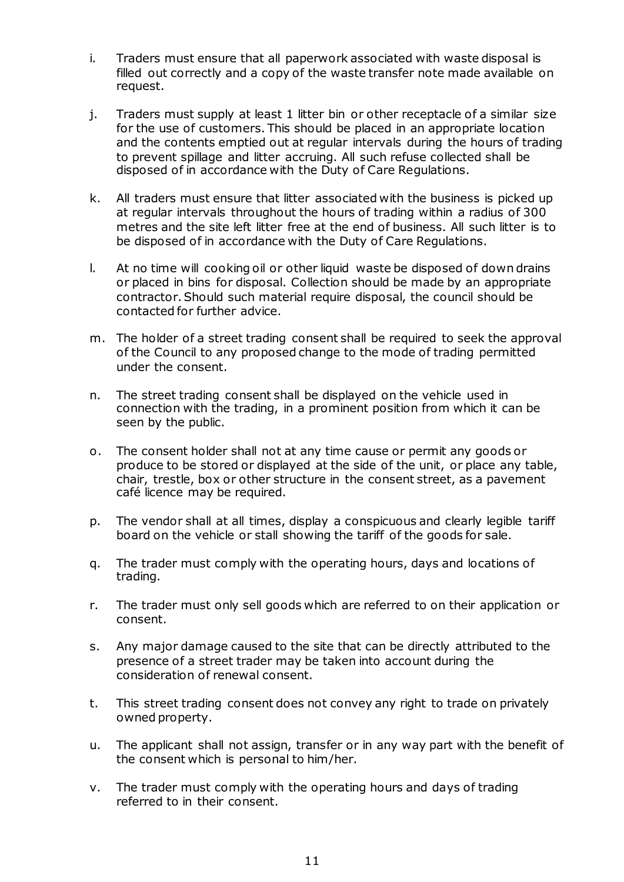i. Traders must ensure that all paperwork associated with waste disposal is filled out correctly and a copy of the waste transfer note made available on request.

j. Traders must supply at least 1 litter bin or other receptacle of a similar size for the use of customers. This should be placed in an appropriate location and the contents emptied out at regular intervals during the hours of trading to prevent spillage and litter accruing. All such refuse collected shall be disposed of in accordance with the Duty of Care Regulations.

k. All traders must ensure that litter associated with the business is picked up at regular intervals throughout the hours of trading within a radius of 300 metres and the site left litter free at the end of business. All such litter is to be disposed of in accordance with the Duty of Care Regulations.

l. At no time will cooking oil or other liquid waste be disposed of down drains or placed in bins for disposal. Collection should be made by an appropriate contractor. Should such material require disposal, the council should be contacted for further advice.

m. The holder of a street trading consent shall be required to seek the approval of the Council to any proposed change to the mode of trading permitted under the consent.

n. The street trading consent shall be displayed on the vehicle used in connection with the trading, in a prominent position from which it can be seen by the public.

o. The consent holder shall not at any time cause or permit any goods or produce to be stored or displayed at the side of the unit, or place any table, chair, trestle, box or other structure in the consent street, as a pavement café licence may be required.

p. The vendor shall at all times, display a conspicuous and clearly legible tariff board on the vehicle or stall showing the tariff of the goods for sale.

q. The trader must comply with the operating hours, days and locations of trading.

r. The trader must only sell goods which are referred to on their application or consent.

s. Any major damage caused to the site that can be directly attributed to the presence of a street trader may be taken into account during the consideration of renewal consent.

t. This street trading consent does not convey any right to trade on privately owned property.

u. The applicant shall not assign, transfer or in any way part with the benefit of the consent which is personal to him/her.

v. The trader must comply with the operating hours and days of trading referred to in their consent.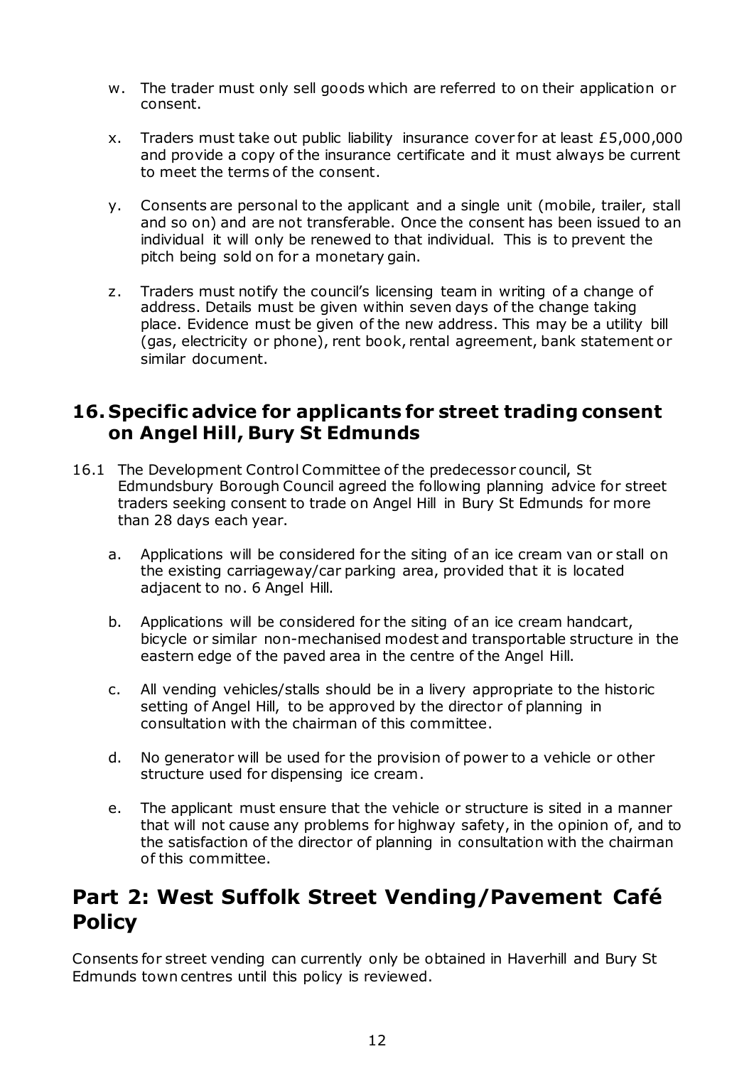w. The trader must only sell goods which are referred to on their application or consent.

x. Traders must take out public liability insurance cover for at least £5,000,000 and provide a copy of the insurance certificate and it must always be current to meet the terms of the consent.

y. Consents are personal to the applicant and a single unit (mobile, trailer, stall and so on) and are not transferable. Once the consent has been issued to an individual it will only be renewed to that individual. This is to prevent the pitch being sold on for a monetary gain.

z. Traders must notify the council's licensing team in writing of a change of address. Details must be given within seven days of the change taking place. Evidence must be given of the new address. This may be a utility bill (gas, electricity or phone), rent book, rental agreement, bank statement or similar document.

## 16. Specific advice for applicants for street trading consent on Angel Hill, Bury St Edmunds

16.1 The Development Control Committee of the predecessor council, St Edmundsbury Borough Council agreed the following planning advice for street traders seeking consent to trade on Angel Hill in Bury St Edmunds for more than 28 days each year.

a. Applications will be considered for the siting of an ice cream van or stall on the existing carriageway/car parking area, provided that it is located adjacent to no. 6 Angel Hill.

b. Applications will be considered for the siting of an ice cream handcart, bicycle or similar non-mechanised modest and transportable structure in the eastern edge of the paved area in the centre of the Angel Hill.

c. All vending vehicles/stalls should be in a livery appropriate to the historic setting of Angel Hill, to be approved by the director of planning in consultation with the chairman of this committee.

d. No generator will be used for the provision of power to a vehicle or other structure used for dispensing ice cream.

e. The applicant must ensure that the vehicle or structure is sited in a manner that will not cause any problems for highway safety, in the opinion of, and to the satisfaction of the director of planning in consultation with the chairman of this committee.

# Part 2: West Suffolk Street Vending/Pavement Café Policy

Consents for street vending can currently only be obtained in Haverhill and Bury St Edmunds town centres until this policy is reviewed.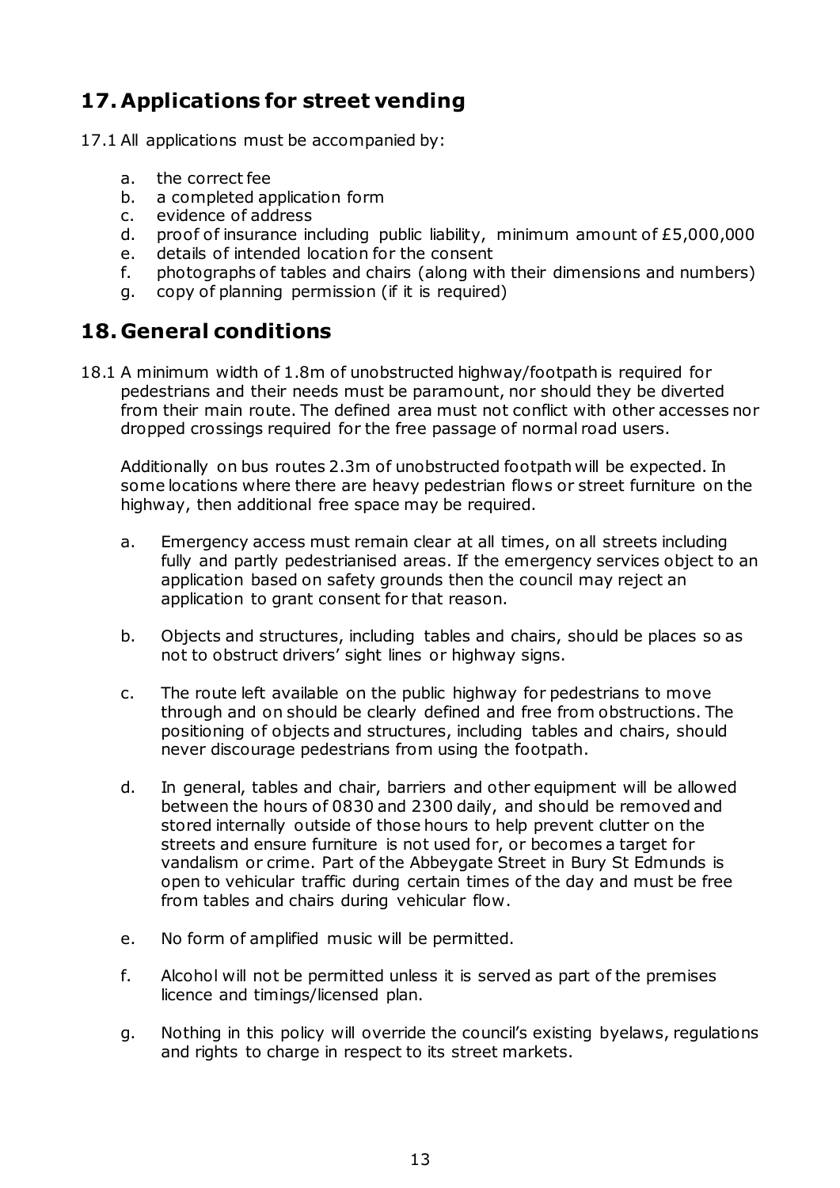## 17. Applications for street vending

17.1 All applications must be accompanied by:

a. the correct fee
b. a completed application form
c. evidence of address
d. proof of insurance including public liability, minimum amount of £5,000,000
e. details of intended location for the consent
f. photographs of tables and chairs (along with their dimensions and numbers)
g. copy of planning permission (if it is required)

## 18. General conditions

18.1 A minimum width of 1.8m of unobstructed highway/footpath is required for pedestrians and their needs must be paramount, nor should they be diverted from their main route. The defined area must not conflict with other accesses nor dropped crossings required for the free passage of normal road users.

Additionally on bus routes 2.3m of unobstructed footpath will be expected. In some locations where there are heavy pedestrian flows or street furniture on the highway, then additional free space may be required.

a. Emergency access must remain clear at all times, on all streets including fully and partly pedestrianised areas. If the emergency services object to an application based on safety grounds then the council may reject an application to grant consent for that reason.

b. Objects and structures, including tables and chairs, should be places so as not to obstruct drivers' sight lines or highway signs.

c. The route left available on the public highway for pedestrians to move through and on should be clearly defined and free from obstructions. The positioning of objects and structures, including tables and chairs, should never discourage pedestrians from using the footpath.

d. In general, tables and chair, barriers and other equipment will be allowed between the hours of 0830 and 2300 daily, and should be removed and stored internally outside of those hours to help prevent clutter on the streets and ensure furniture is not used for, or becomes a target for vandalism or crime. Part of the Abbeygate Street in Bury St Edmunds is open to vehicular traffic during certain times of the day and must be free from tables and chairs during vehicular flow.

e. No form of amplified music will be permitted.

f. Alcohol will not be permitted unless it is served as part of the premises licence and timings/licensed plan.

g. Nothing in this policy will override the council's existing byelaws, regulations and rights to charge in respect to its street markets.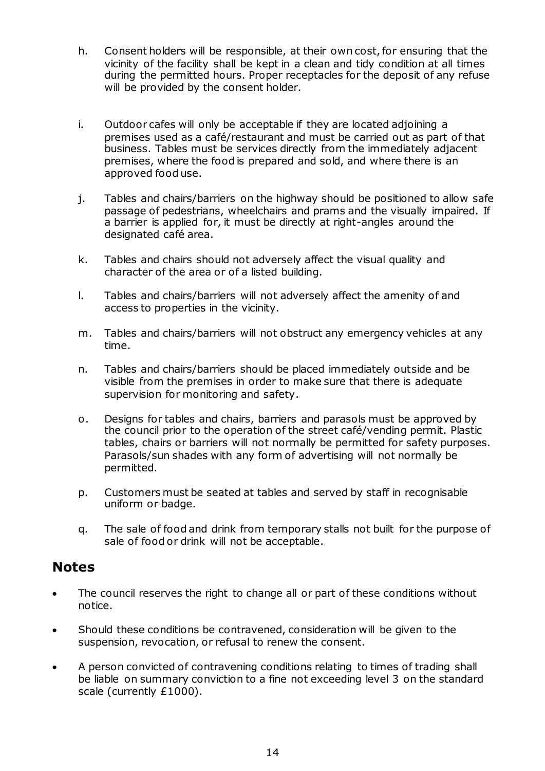h. Consent holders will be responsible, at their own cost, for ensuring that the vicinity of the facility shall be kept in a clean and tidy condition at all times during the permitted hours. Proper receptacles for the deposit of any refuse will be provided by the consent holder.

i. Outdoor cafes will only be acceptable if they are located adjoining a premises used as a café/restaurant and must be carried out as part of that business. Tables must be services directly from the immediately adjacent premises, where the food is prepared and sold, and where there is an approved food use.

j. Tables and chairs/barriers on the highway should be positioned to allow safe passage of pedestrians, wheelchairs and prams and the visually impaired. If a barrier is applied for, it must be directly at right-angles around the designated café area.

k. Tables and chairs should not adversely affect the visual quality and character of the area or of a listed building.

l. Tables and chairs/barriers will not adversely affect the amenity of and access to properties in the vicinity.

m. Tables and chairs/barriers will not obstruct any emergency vehicles at any time.

n. Tables and chairs/barriers should be placed immediately outside and be visible from the premises in order to make sure that there is adequate supervision for monitoring and safety.

o. Designs for tables and chairs, barriers and parasols must be approved by the council prior to the operation of the street café/vending permit. Plastic tables, chairs or barriers will not normally be permitted for safety purposes. Parasols/sun shades with any form of advertising will not normally be permitted.

p. Customers must be seated at tables and served by staff in recognisable uniform or badge.

q. The sale of food and drink from temporary stalls not built for the purpose of sale of food or drink will not be acceptable.

## Notes

- The council reserves the right to change all or part of these conditions without notice.
- Should these conditions be contravened, consideration will be given to the suspension, revocation, or refusal to renew the consent.
- A person convicted of contravening conditions relating to times of trading shall be liable on summary conviction to a fine not exceeding level 3 on the standard scale (currently £1000).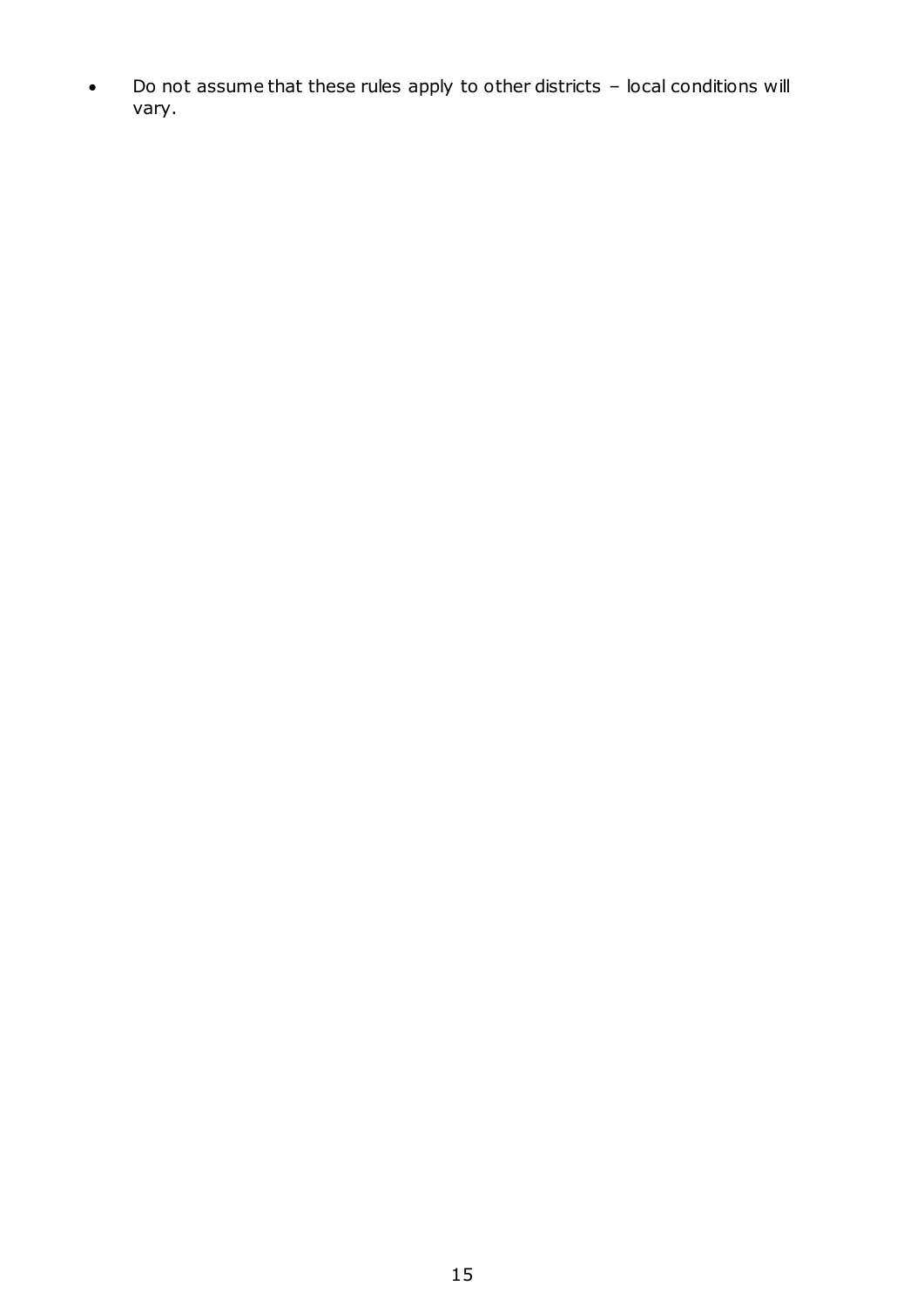- Do not assume that these rules apply to other districts – local conditions will vary.